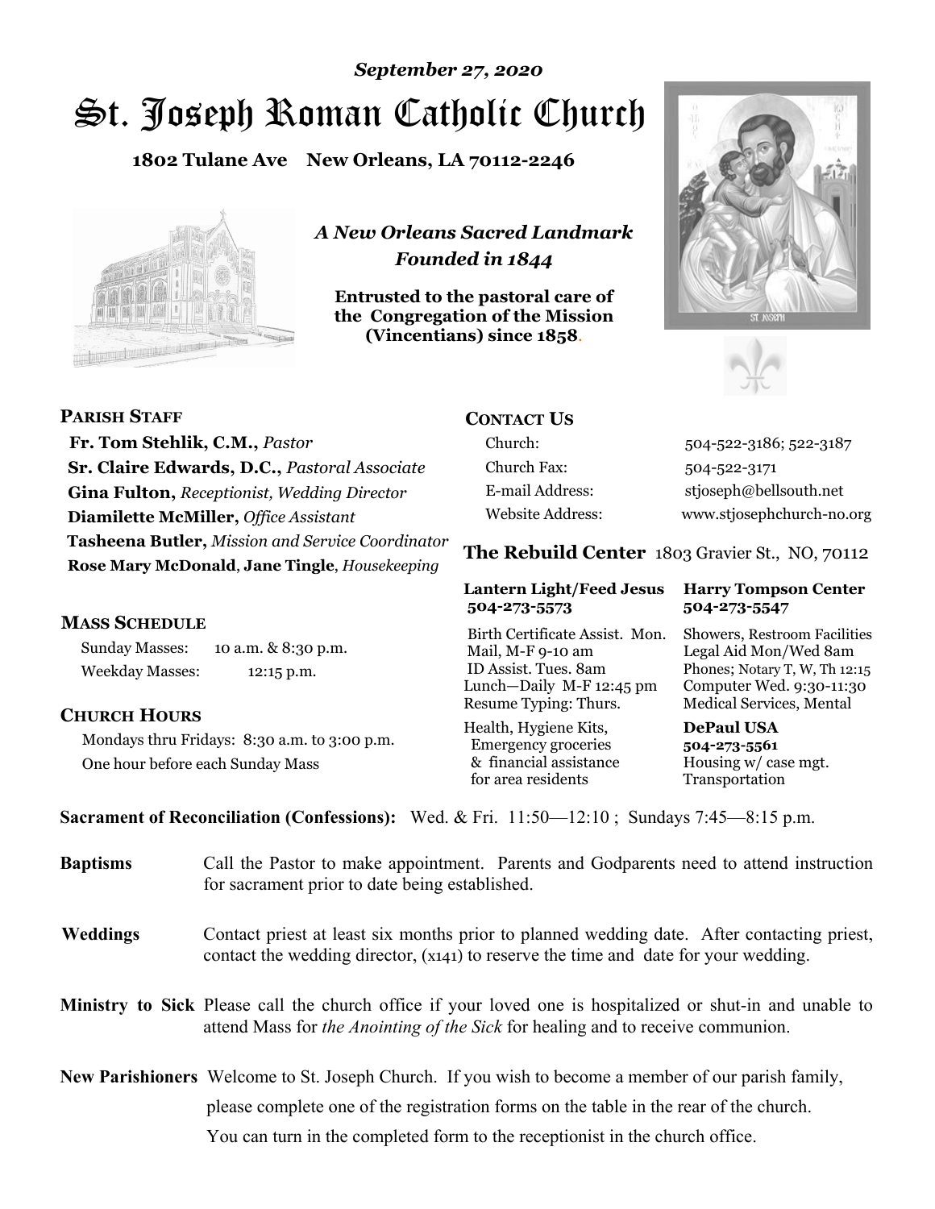*September 27, 2020*

# St. Joseph Roman Catholic Church

**1802 Tulane Ave New Orleans, LA 70112-2246**

*A New Orleans Sacred Landmark*
*Founded in 1844*

**Entrusted to the pastoral care of the Congregation of the Mission (Vincentians) since 1858.**

## PARISH STAFF

**Fr. Tom Stehlik, C.M.,** *Pastor*
**Sr. Claire Edwards, D.C.,** *Pastoral Associate*
**Gina Fulton,** *Receptionist, Wedding Director*
**Diamilette McMiller,** *Office Assistant*
**Tasheena Butler,** *Mission and Service Coordinator*
**Rose Mary McDonald**, **Jane Tingle**, *Housekeeping*

## MASS SCHEDULE

Sunday Masses: 10 a.m. & 8:30 p.m.
Weekday Masses: 12:15 p.m.

## CHURCH HOURS

Mondays thru Fridays: 8:30 a.m. to 3:00 p.m.
One hour before each Sunday Mass

## CONTACT US

| | |
|---|---|
| Church: | 504-522-3186; 522-3187 |
| Church Fax: | 504-522-3171 |
| E-mail Address: | stjoseph@bellsouth.net |
| Website Address: | www.stjosephchurch-no.org |

## The Rebuild Center 1803 Gravier St., NO, 70112

| **Lantern Light/Feed Jesus 504-273-5573** | **Harry Tompson Center 504-273-5547** |
|---|---|
| Birth Certificate Assist. Mon. Mail, M-F 9-10 am ID Assist. Tues. 8am Lunch—Daily M-F 12:45 pm Resume Typing: Thurs. | Showers, Restroom Facilities Legal Aid Mon/Wed 8am Phones; Notary T, W, Th 12:15 Computer Wed. 9:30-11:30 Medical Services, Mental |
| Health, Hygiene Kits, Emergency groceries & financial assistance for area residents | **DePaul USA 504-273-5561** Housing w/ case mgt. Transportation |

**Sacrament of Reconciliation (Confessions):** Wed. & Fri. 11:50—12:10 ; Sundays 7:45—8:15 p.m.

**Baptisms** Call the Pastor to make appointment. Parents and Godparents need to attend instruction for sacrament prior to date being established.

**Weddings** Contact priest at least six months prior to planned wedding date. After contacting priest, contact the wedding director, (x141) to reserve the time and date for your wedding.

**Ministry to Sick** Please call the church office if your loved one is hospitalized or shut-in and unable to attend Mass for *the Anointing of the Sick* for healing and to receive communion.

**New Parishioners** Welcome to St. Joseph Church. If you wish to become a member of our parish family, please complete one of the registration forms on the table in the rear of the church. You can turn in the completed form to the receptionist in the church office.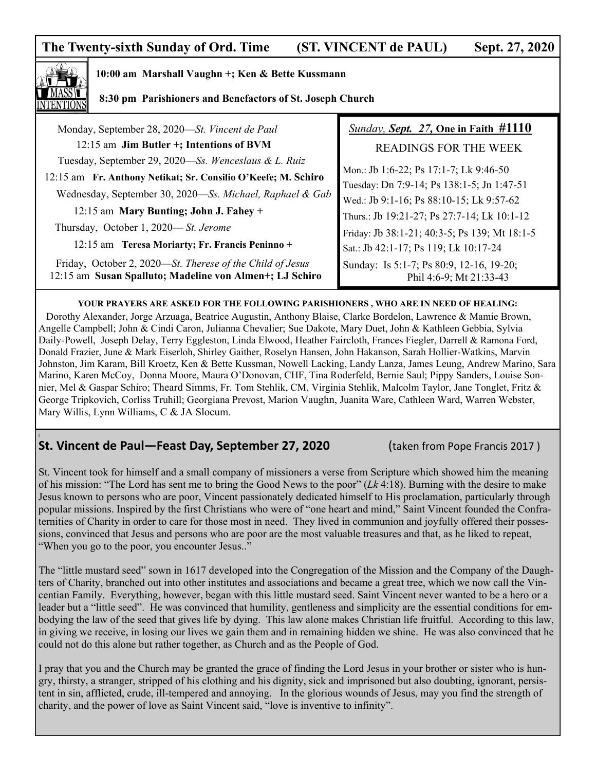## The Twenty-sixth Sunday of Ord. Time (ST. VINCENT de PAUL) Sept. 27, 2020

**MASS INTENTIONS**

**10:00 am Marshall Vaughn +; Ken & Bette Kussmann**

**8:30 pm Parishioners and Benefactors of St. Joseph Church**

Monday, September 28, 2020—*St. Vincent de Paul*
12:15 am **Jim Butler +; Intentions of BVM**

Tuesday, September 29, 2020—*Ss. Wenceslaus & L. Ruiz*
12:15 am **Fr. Anthony Netikat; Sr. Consilio O'Keefe; M. Schiro**

Wednesday, September 30, 2020—*Ss. Michael, Raphael & Gab*
12:15 am **Mary Bunting; John J. Fahey +**

Thursday, October 1, 2020— *St. Jerome*
12:15 am **Teresa Moriarty; Fr. Francis Peninno +**

Friday, October 2, 2020—*St. Therese of the Child of Jesus*
12:15 am **Susan Spalluto; Madeline von Almen+; LJ Schiro**

*Sunday, **Sept. 27**,* **One in Faith #1110**

READINGS FOR THE WEEK

Mon.: Jb 1:6-22; Ps 17:1-7; Lk 9:46-50
Tuesday: Dn 7:9-14; Ps 138:1-5; Jn 1:47-51
Wed.: Jb 9:1-16; Ps 88:10-15; Lk 9:57-62
Thurs.: Jb 19:21-27; Ps 27:7-14; Lk 10:1-12
Friday: Jb 38:1-21; 40:3-5; Ps 139; Mt 18:1-5
Sat.: Jb 42:1-17; Ps 119; Lk 10:17-24
Sunday: Is 5:1-7; Ps 80:9, 12-16, 19-20; Phil 4:6-9; Mt 21:33-43

**YOUR PRAYERS ARE ASKED FOR THE FOLLOWING PARISHIONERS , WHO ARE IN NEED OF HEALING:**

Dorothy Alexander, Jorge Arzuaga, Beatrice Augustin, Anthony Blaise, Clarke Bordelon, Lawrence & Mamie Brown, Angelle Campbell; John & Cindi Caron, Julianna Chevalier; Sue Dakote, Mary Duet, John & Kathleen Gebbia, Sylvia Daily-Powell, Joseph Delay, Terry Eggleston, Linda Elwood, Heather Faircloth, Frances Fiegler, Darrell & Ramona Ford, Donald Frazier, June & Mark Eiserloh, Shirley Gaither, Roselyn Hansen, John Hakanson, Sarah Hollier-Watkins, Marvin Johnston, Jim Karam, Bill Kroetz, Ken & Bette Kussman, Nowell Lacking, Landy Lanza, James Leung, Andrew Marino, Sara Marino, Karen McCoy, Donna Moore, Maura O'Donovan, CHF, Tina Roderfeld, Bernie Saul; Pippy Sanders, Louise Sonnier, Mel & Gaspar Schiro; Theard Simms, Fr. Tom Stehlik, CM, Virginia Stehlik, Malcolm Taylor, Jane Tonglet, Fritz & George Tripkovich, Corliss Truhill; Georgiana Prevost, Marion Vaughn, Juanita Ware, Cathleen Ward, Warren Webster, Mary Willis, Lynn Williams, C & JA Slocum.

## St. Vincent de Paul—Feast Day, September 27, 2020 (taken from Pope Francis 2017 )

St. Vincent took for himself and a small company of missioners a verse from Scripture which showed him the meaning of his mission: "The Lord has sent me to bring the Good News to the poor" (*Lk* 4:18). Burning with the desire to make Jesus known to persons who are poor, Vincent passionately dedicated himself to His proclamation, particularly through popular missions. Inspired by the first Christians who were of "one heart and mind," Saint Vincent founded the Confraternities of Charity in order to care for those most in need. They lived in communion and joyfully offered their possessions, convinced that Jesus and persons who are poor are the most valuable treasures and that, as he liked to repeat, "When you go to the poor, you encounter Jesus.."

The "little mustard seed" sown in 1617 developed into the Congregation of the Mission and the Company of the Daughters of Charity, branched out into other institutes and associations and became a great tree, which we now call the Vincentian Family. Everything, however, began with this little mustard seed. Saint Vincent never wanted to be a hero or a leader but a "little seed". He was convinced that humility, gentleness and simplicity are the essential conditions for embodying the law of the seed that gives life by dying. This law alone makes Christian life fruitful. According to this law, in giving we receive, in losing our lives we gain them and in remaining hidden we shine. He was also convinced that he could not do this alone but rather together, as Church and as the People of God.

I pray that you and the Church may be granted the grace of finding the Lord Jesus in your brother or sister who is hungry, thirsty, a stranger, stripped of his clothing and his dignity, sick and imprisoned but also doubting, ignorant, persistent in sin, afflicted, crude, ill-tempered and annoying. In the glorious wounds of Jesus, may you find the strength of charity, and the power of love as Saint Vincent said, "love is inventive to infinity".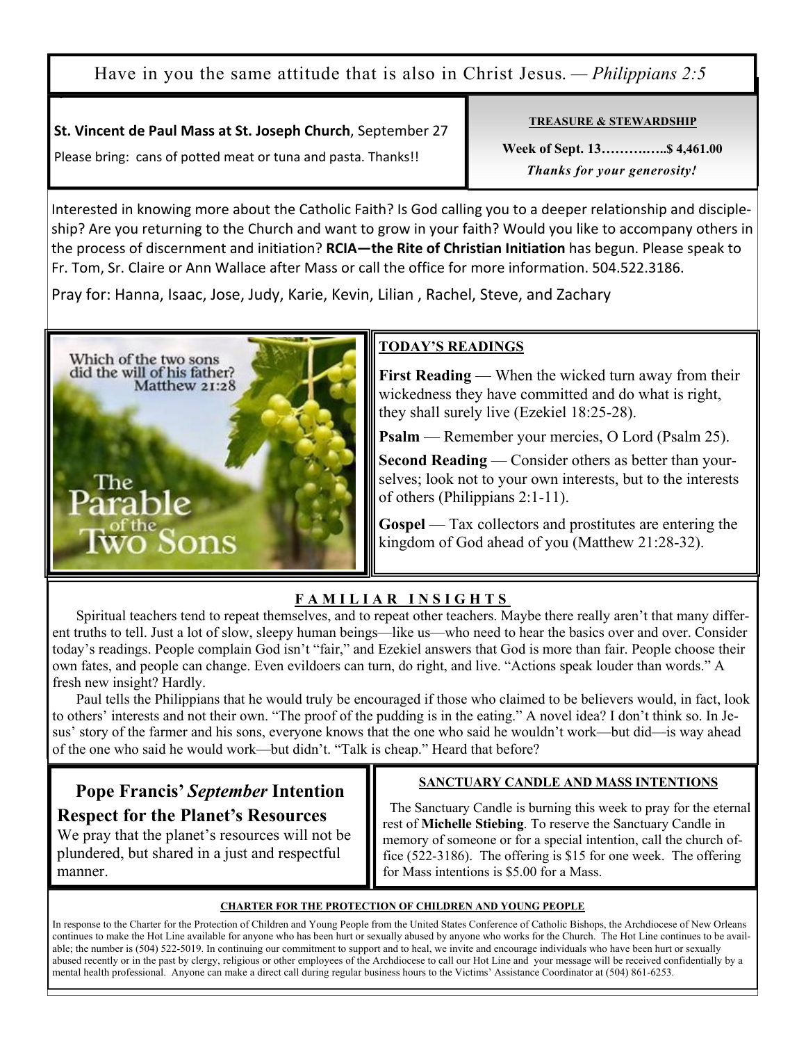Have in you the same attitude that is also in Christ Jesus. — *Philippians 2:5*

**St. Vincent de Paul Mass at St. Joseph Church**, September 27

Please bring: cans of potted meat or tuna and pasta. Thanks!!

**TREASURE & STEWARDSHIP**

**Week of Sept. 13…………..$ 4,461.00**

***Thanks for your generosity!***

Interested in knowing more about the Catholic Faith? Is God calling you to a deeper relationship and discipleship? Are you returning to the Church and want to grow in your faith? Would you like to accompany others in the process of discernment and initiation? **RCIA—the Rite of Christian Initiation** has begun. Please speak to Fr. Tom, Sr. Claire or Ann Wallace after Mass or call the office for more information. 504.522.3186.

Pray for: Hanna, Isaac, Jose, Judy, Karie, Kevin, Lilian , Rachel, Steve, and Zachary

Which of the two sons did the will of his father? Matthew 21:28

The Parable of the Two Sons

**TODAY'S READINGS**

**First Reading** — When the wicked turn away from their wickedness they have committed and do what is right, they shall surely live (Ezekiel 18:25-28).

**Psalm** — Remember your mercies, O Lord (Psalm 25).

**Second Reading** — Consider others as better than yourselves; look not to your own interests, but to the interests of others (Philippians 2:1-11).

**Gospel** — Tax collectors and prostitutes are entering the kingdom of God ahead of you (Matthew 21:28-32).

## FAMILIAR INSIGHTS

Spiritual teachers tend to repeat themselves, and to repeat other teachers. Maybe there really aren't that many different truths to tell. Just a lot of slow, sleepy human beings—like us—who need to hear the basics over and over. Consider today's readings. People complain God isn't "fair," and Ezekiel answers that God is more than fair. People choose their own fates, and people can change. Even evildoers can turn, do right, and live. "Actions speak louder than words." A fresh new insight? Hardly.

Paul tells the Philippians that he would truly be encouraged if those who claimed to be believers would, in fact, look to others' interests and not their own. "The proof of the pudding is in the eating." A novel idea? I don't think so. In Jesus' story of the farmer and his sons, everyone knows that the one who said he wouldn't work—but did—is way ahead of the one who said he would work—but didn't. "Talk is cheap." Heard that before?

## Pope Francis' *September* Intention

### Respect for the Planet's Resources

We pray that the planet's resources will not be plundered, but shared in a just and respectful manner.

**SANCTUARY CANDLE AND MASS INTENTIONS**

The Sanctuary Candle is burning this week to pray for the eternal rest of **Michelle Stiebing**. To reserve the Sanctuary Candle in memory of someone or for a special intention, call the church office (522-3186). The offering is $15 for one week. The offering for Mass intentions is $5.00 for a Mass.

**CHARTER FOR THE PROTECTION OF CHILDREN AND YOUNG PEOPLE**

In response to the Charter for the Protection of Children and Young People from the United States Conference of Catholic Bishops, the Archdiocese of New Orleans continues to make the Hot Line available for anyone who has been hurt or sexually abused by anyone who works for the Church. The Hot Line continues to be available; the number is (504) 522-5019. In continuing our commitment to support and to heal, we invite and encourage individuals who have been hurt or sexually abused recently or in the past by clergy, religious or other employees of the Archdiocese to call our Hot Line and your message will be received confidentially by a mental health professional. Anyone can make a direct call during regular business hours to the Victims' Assistance Coordinator at (504) 861-6253.